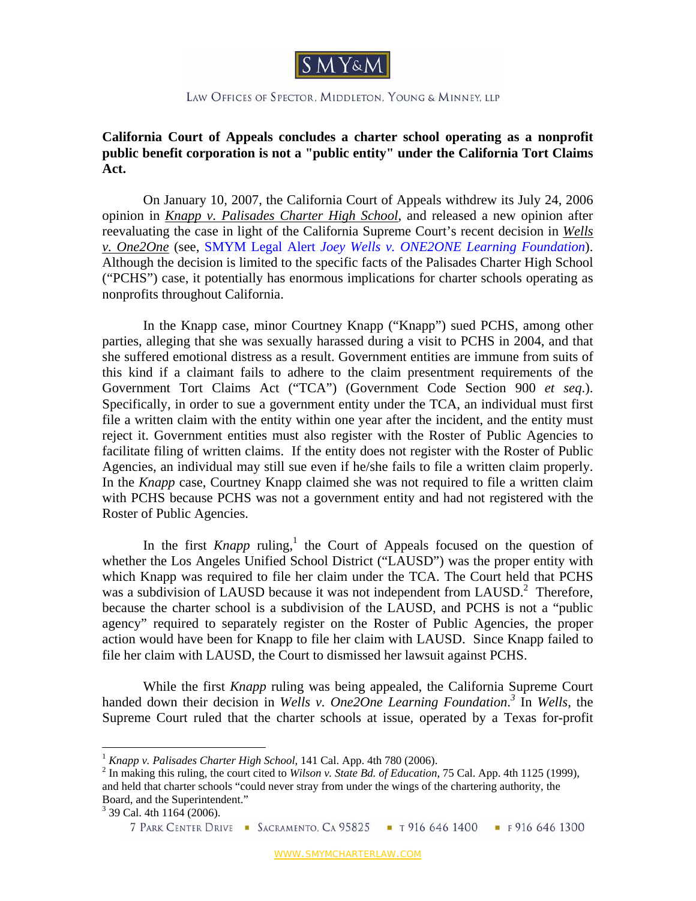SMY&M

LAW OFFICES OF SPECTOR, MIDDLETON, YOUNG & MINNEY, LLP

**California Court of Appeals concludes a charter school operating as a nonprofit public benefit corporation is not a "public entity" under the California Tort Claims Act.**

On January 10, 2007, the California Court of Appeals withdrew its July 24, 2006 opinion in *Knapp v. Palisades Charter High School*, and released a new opinion after reevaluating the case in light of the California Supreme Court's recent decision in *Wells v. One2One* (see, SMYM Legal Alert *Joey Wells v. ONE2ONE Learning Foundation*). Although the decision is limited to the specific facts of the Palisades Charter High School ("PCHS") case, it potentially has enormous implications for charter schools operating as nonprofits throughout California.

In the Knapp case, minor Courtney Knapp ("Knapp") sued PCHS, among other parties, alleging that she was sexually harassed during a visit to PCHS in 2004, and that she suffered emotional distress as a result. Government entities are immune from suits of this kind if a claimant fails to adhere to the claim presentment requirements of the Government Tort Claims Act ("TCA") (Government Code Section 900 *et seq.*). Specifically, in order to sue a government entity under the TCA, an individual must first file a written claim with the entity within one year after the incident, and the entity must reject it. Government entities must also register with the Roster of Public Agencies to facilitate filing of written claims. If the entity does not register with the Roster of Public Agencies, an individual may still sue even if he/she fails to file a written claim properly. In the *Knapp* case, Courtney Knapp claimed she was not required to file a written claim with PCHS because PCHS was not a government entity and had not registered with the Roster of Public Agencies.

In the first *Knapp* ruling,[1] the Court of Appeals focused on the question of whether the Los Angeles Unified School District ("LAUSD") was the proper entity with which Knapp was required to file her claim under the TCA. The Court held that PCHS was a subdivision of LAUSD because it was not independent from LAUSD.[2] Therefore, because the charter school is a subdivision of the LAUSD, and PCHS is not a "public agency" required to separately register on the Roster of Public Agencies, the proper action would have been for Knapp to file her claim with LAUSD. Since Knapp failed to file her claim with LAUSD, the Court to dismissed her lawsuit against PCHS.

While the first *Knapp* ruling was being appealed, the California Supreme Court handed down their decision in *Wells v. One2One Learning Foundation*.[3] In *Wells*, the Supreme Court ruled that the charter schools at issue, operated by a Texas for-profit

---

[1] *Knapp v. Palisades Charter High School*, 141 Cal. App. 4th 780 (2006).

[2] In making this ruling, the court cited to *Wilson v. State Bd. of Education*, 75 Cal. App. 4th 1125 (1999), and held that charter schools "could never stray from under the wings of the chartering authority, the Board, and the Superintendent."

[3] 39 Cal. 4th 1164 (2006).

7 PARK CENTER DRIVE ▪ SACRAMENTO, CA 95825 ▪ T 916 646 1400 ▪ F 916 646 1300

WWW.SMYMCHARTERLAW.COM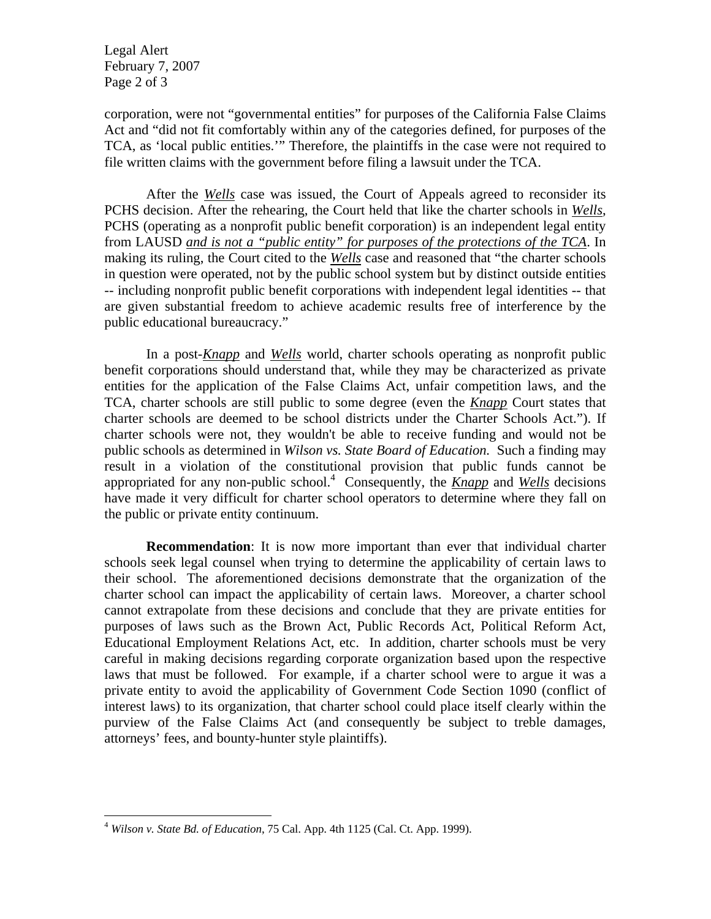corporation, were not "governmental entities" for purposes of the California False Claims Act and "did not fit comfortably within any of the categories defined, for purposes of the TCA, as 'local public entities.'" Therefore, the plaintiffs in the case were not required to file written claims with the government before filing a lawsuit under the TCA.

After the ***Wells*** case was issued, the Court of Appeals agreed to reconsider its PCHS decision. After the rehearing, the Court held that like the charter schools in ***Wells***, PCHS (operating as a nonprofit public benefit corporation) is an independent legal entity from LAUSD ***and is not a "public entity" for purposes of the protections of the TCA***. In making its ruling, the Court cited to the ***Wells*** case and reasoned that "the charter schools in question were operated, not by the public school system but by distinct outside entities -- including nonprofit public benefit corporations with independent legal identities -- that are given substantial freedom to achieve academic results free of interference by the public educational bureaucracy."

In a post-***Knapp*** and ***Wells*** world, charter schools operating as nonprofit public benefit corporations should understand that, while they may be characterized as private entities for the application of the False Claims Act, unfair competition laws, and the TCA, charter schools are still public to some degree (even the ***Knapp*** Court states that charter schools are deemed to be school districts under the Charter Schools Act."). If charter schools were not, they wouldn't be able to receive funding and would not be public schools as determined in *Wilson vs. State Board of Education.* Such a finding may result in a violation of the constitutional provision that public funds cannot be appropriated for any non-public school.[4] Consequently, the ***Knapp*** and ***Wells*** decisions have made it very difficult for charter school operators to determine where they fall on the public or private entity continuum.

**Recommendation**: It is now more important than ever that individual charter schools seek legal counsel when trying to determine the applicability of certain laws to their school. The aforementioned decisions demonstrate that the organization of the charter school can impact the applicability of certain laws. Moreover, a charter school cannot extrapolate from these decisions and conclude that they are private entities for purposes of laws such as the Brown Act, Public Records Act, Political Reform Act, Educational Employment Relations Act, etc. In addition, charter schools must be very careful in making decisions regarding corporate organization based upon the respective laws that must be followed. For example, if a charter school were to argue it was a private entity to avoid the applicability of Government Code Section 1090 (conflict of interest laws) to its organization, that charter school could place itself clearly within the purview of the False Claims Act (and consequently be subject to treble damages, attorneys' fees, and bounty-hunter style plaintiffs).

---

[4] *Wilson v. State Bd. of Education*, 75 Cal. App. 4th 1125 (Cal. Ct. App. 1999).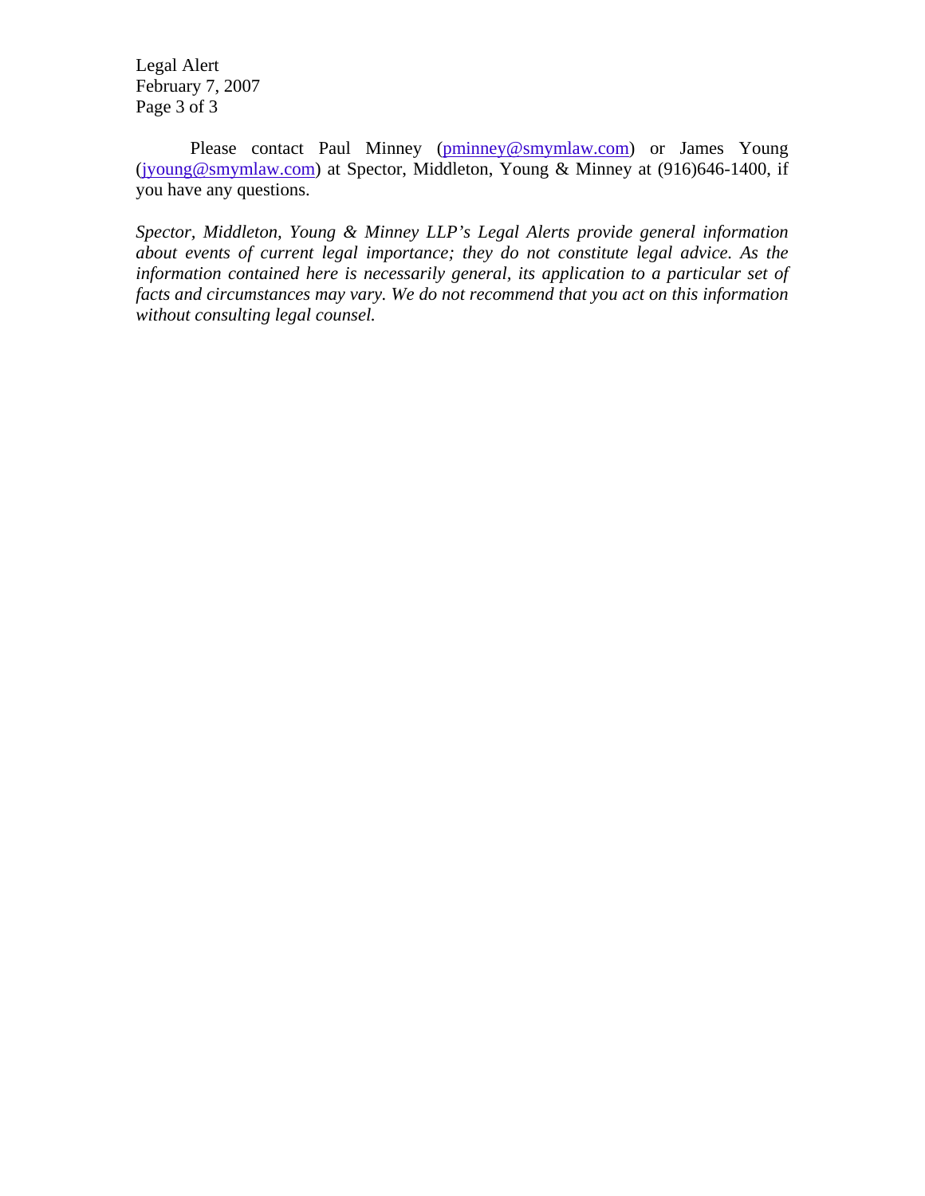Please contact Paul Minney (pminney@smymlaw.com) or James Young (jyoung@smymlaw.com) at Spector, Middleton, Young & Minney at (916)646-1400, if you have any questions.

*Spector, Middleton, Young & Minney LLP's Legal Alerts provide general information about events of current legal importance; they do not constitute legal advice. As the information contained here is necessarily general, its application to a particular set of facts and circumstances may vary. We do not recommend that you act on this information without consulting legal counsel.*